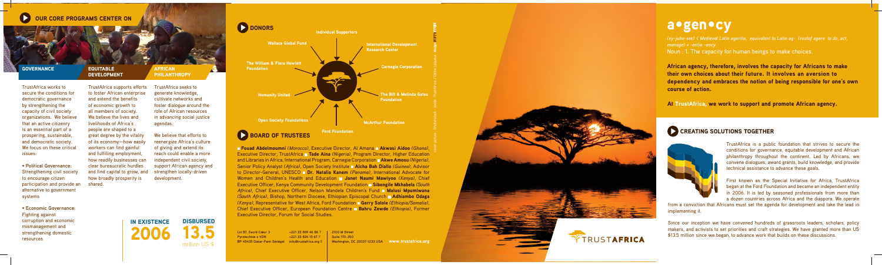## OUR CORE PROGRAMS CENTER ON

### GOVERNANCE

TrustAfrica works to secure the conditions for democratic governance by strengthening the capacity of civil society organizations. We believe that an active citizenry is an essential part of a prospering, sustainable, and democratic society. We focus on these critical issues:

- **Political Governance:** Strengthening civil society to encourage citizen participation and provide an alternative to government systems
- **Economic Governance:** Fighting against corruption and economic mismanagement and strengthening domestic resources

### EQUITABLE DEVELOPMENT

TrustAfrica supports efforts to foster African enterprise and extend the benefits of economic growth to all members of society. We believe the lives and livelihoods of Africa's people are shaped to a great degree by the vitality of its economy—how easily workers can find gainful and fulfilling employment, how readily businesses can clear bureaucratic hurdles and find capital to grow, and how broadly prosperity is shared.

### AFRICAN PHILANTHROPY

TrustAfrica seeks to generate knowledge, cultivate networks and foster dialogue around the role of African resources in advancing social justice agendas.

We believe that efforts to reenergize Africa's culture of giving and extend its reach could enable a more independent civil society, support African agency and strengthen locally-driven development.

**IN EXISTENCE** 2006

**DISBURSED** 13.5 million US $

## DONORS

- Individual Supporters
- International Development Research Center
- Carnegie Corporation
- The Bill & Melinda Gates Foundation
- McArthur Foundation
- Ford Foundation
- Open Society Foundations
- Humanity United
- The William & Flora Hewlett Foundation
- Wallace Global Fund

## BOARD OF TRUSTEES

■ **Fouad Abdelmoumni** *(Morocco)*, Executive Director, Al Amana ■ **Akwasi Aidoo** *(Ghana)*, Executive Director, TrustAfrica ■ **Tade Aina** *(Nigeria)*, Program Director, Higher Education and Libraries in Africa, International Program, Carnegie Corporation ■ **Akwe Amosu** *(Nigeria)*, Senior Policy Analyst *(Africa)*, Open Society Institute ■ **Aicha Bah Diallo** *(Guinea)*, Advisor to Director-General, UNESCO ■ **Dr. Natalia Kanem** *(Panama)*, International Advocate for Women and Children's Health and Education ■ **Janet Naumi Mawiyoo** *(Kenya)*, Chief Executive Officer, Kenya Community Development Foundation ■ **Sibongile Mkhabela** *(South Africa)*, Chief Executive Officer, Nelson Mandela Children's Fund ■ **Malusi Mpumlwana** *(South Africa)*, Bishop, Northern Diocese, Ethiopian Episcopal Church ■ **Adhiambo Odaga** *(Kenya)*, Representative for West Africa, Ford Foundation ■ **Gerry Salole** *(Ethiopia/Somalia)*, Chief Executive Officer, European Foundation Centre ■ **Bahru Zewde** *(Ethiopia)*, Former Executive Director, Forum for Social Studies.

Lot 87, Sacré Cœur 3
Pyrotechnie x VDN
BP 45435 Dakar-Fann Sénégal

+221 33 869 46 86 T
+221 33 824 15 67 F
info@trustafrica.org E

2100 M Street
Suite 170-350
Washington, DC 20037-1233 USA

www.trustafrica.org

# a•gen•cy

*(ey-juhn-see) < Medieval Latin agentia, equivalent to Latin ag- (rootof agere to do, act, manage) + -entia -ency*
Noun : 1. The capacity for human beings to make choices.

**African agency, therefore, involves the capacity for Africans to make their own choices about their future. It involves an aversion to dependency and embraces the notion of being responsible for one's own course of action.**

**At TrustAfrica, we work to support and promote African agency.**

## CREATING SOLUTIONS TOGETHER

TrustAfrica is a public foundation that strives to secure the conditions for governance, equitable development and African philanthropy throughout the continent. Led by Africans, we convene dialogues, award grants, build knowledge, and provide technical assistance to advance these goals.

First known as the Special Initiative for Africa, TrustAfrica began at the Ford Foundation and became an independent entity in 2006. It is led by seasoned professionals from more than a dozen countries across Africa and the diaspora. We operate from a conviction that Africans must set the agenda for development and take the lead in implementing it.

Since our inception we have convened hundreds of grassroots leaders, scholars, policy makers, and activists to set priorities and craft strategies. We have granted more than US $13.5 million since we began, to advance work that builds on these discussions.

TRUSTAFRICA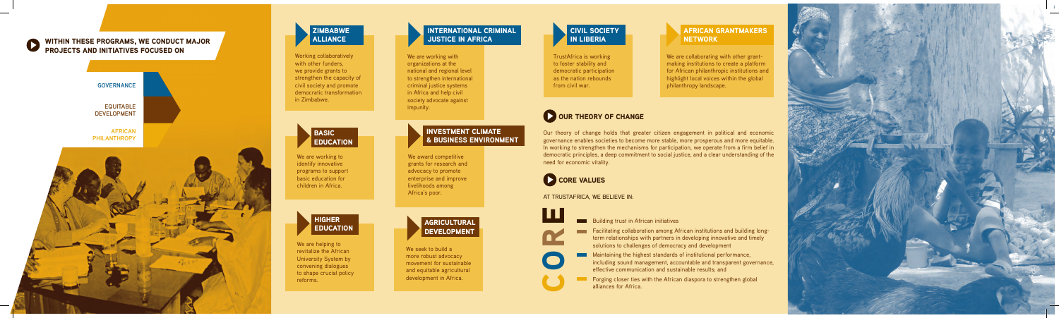## WITHIN THESE PROGRAMS, WE CONDUCT MAJOR PROJECTS AND INITIATIVES FOCUSED ON

GOVERNANCE

EQUITABLE DEVELOPMENT

AFRICAN PHILANTHROPY

### ZIMBABWE ALLIANCE

Working collaboratively with other funders, we provide grants to strengthen the capacity of civil society and promote democratic transformation in Zimbabwe.

### BASIC EDUCATION

We are working to identify innovative programs to support basic education for children in Africa.

### HIGHER EDUCATION

We are helping to revitalize the African University System by convening dialogues to shape crucial policy reforms.

### INTERNATIONAL CRIMINAL JUSTICE IN AFRICA

We are working with organizations at the national and regional level to strengthen international criminal justice systems in Africa and help civil society advocate against impunity.

### INVESTMENT CLIMATE & BUSINESS ENVIRONMENT

We award competitive grants for research and advocacy to promote enterprise and improve livelihoods among Africa's poor.

### AGRICULTURAL DEVELOPMENT

We seek to build a more robust advocacy movement for sustainable and equitable agricultural development in Africa.

### CIVIL SOCIETY IN LIBERIA

TrustAfrica is working to foster stability and democratic participation as the nation rebounds from civil war.

### AFRICAN GRANTMAKERS NETWORK

We are collaborating with other grantmaking institutions to create a platform for African philanthropic institutions and highlight local voices within the global philanthropy landscape.

## OUR THEORY OF CHANGE

Our theory of change holds that greater citizen engagement in political and economic governance enables societies to become more stable, more prosperous and more equitable. In working to strengthen the mechanisms for participation, we operate from a firm belief in democratic principles, a deep commitment to social justice, and a clear understanding of the need for economic vitality.

## CORE VALUES

AT TRUSTAFRICA, WE BELIEVE IN:

- Building trust in African initiatives
- Facilitating collaboration among African institutions and building long-term relationships with partners in developing innovative and timely solutions to challenges of democracy and development
- Maintaining the highest standards of institutional performance, including sound management, accountable and transparent governance, effective communication and sustainable results; and
- Forging closer ties with the African diaspora to strengthen global alliances for Africa.